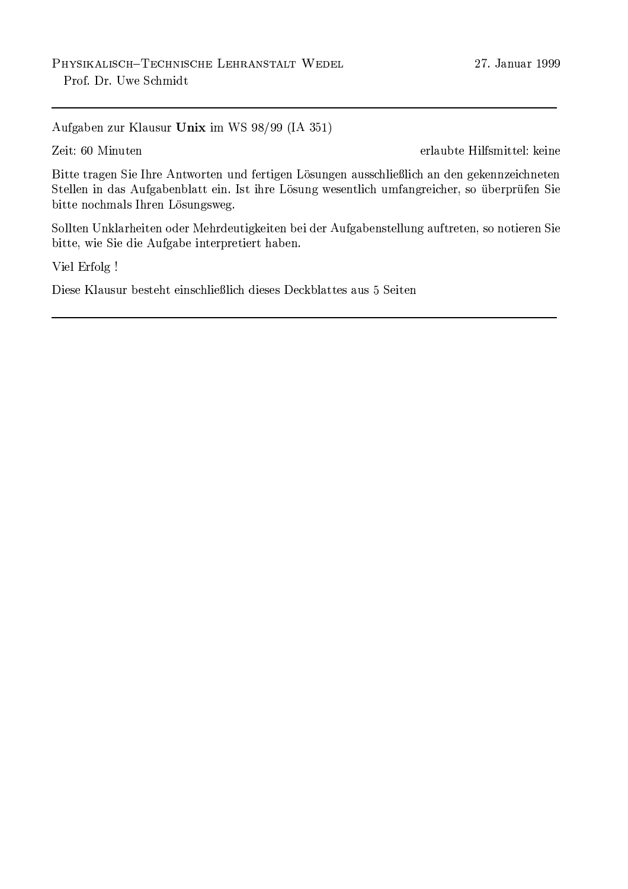PHYSIKALISCH–TECHNISCHE LEHRANSTALT WEDEL — 27. Januar 1999

Prof. Dr. Uwe Schmidt

---

Aufgaben zur Klausur **Unix** im WS 98/99 (IA 351)

Zeit: 60 Minuten — erlaubte Hilfsmittel: keine

Bitte tragen Sie Ihre Antworten und fertigen Lösungen ausschließlich an den gekennzeichneten Stellen in das Aufgabenblatt ein. Ist ihre Lösung wesentlich umfangreicher, so überprüfen Sie bitte nochmals Ihren Lösungsweg.

Sollten Unklarheiten oder Mehrdeutigkeiten bei der Aufgabenstellung auftreten, so notieren Sie bitte, wie Sie die Aufgabe interpretiert haben.

Viel Erfolg !

Diese Klausur besteht einschließlich dieses Deckblattes aus 5 Seiten

---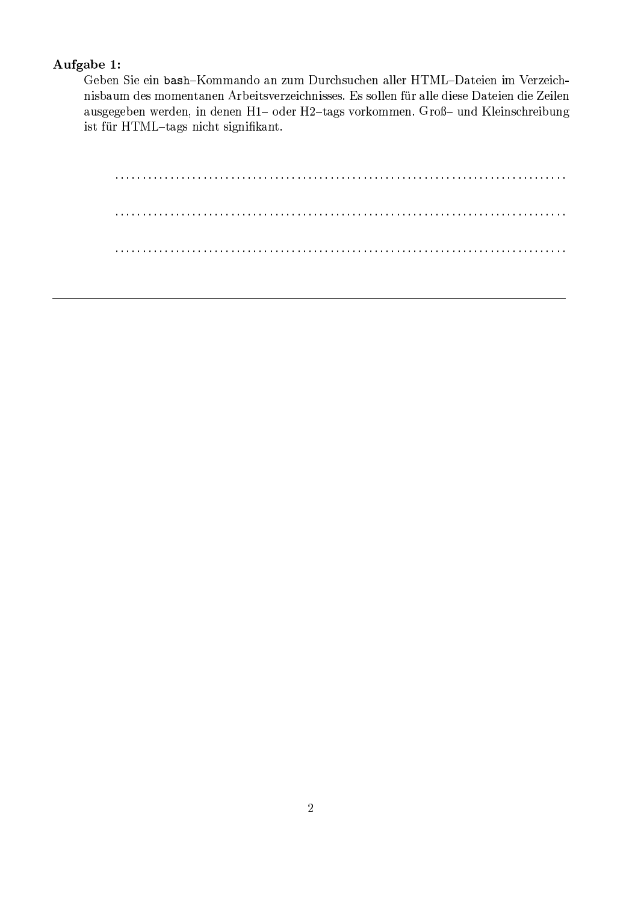**Aufgabe 1:**

Geben Sie ein `bash`–Kommando an zum Durchsuchen aller HTML–Dateien im Verzeichnisbaum des momentanen Arbeitsverzeichnisses. Es sollen für alle diese Dateien die Zeilen ausgegeben werden, in denen H1– oder H2–tags vorkommen. Groß– und Kleinschreibung ist für HTML–tags nicht signifikant.

..............................................................................

..............................................................................

..............................................................................

---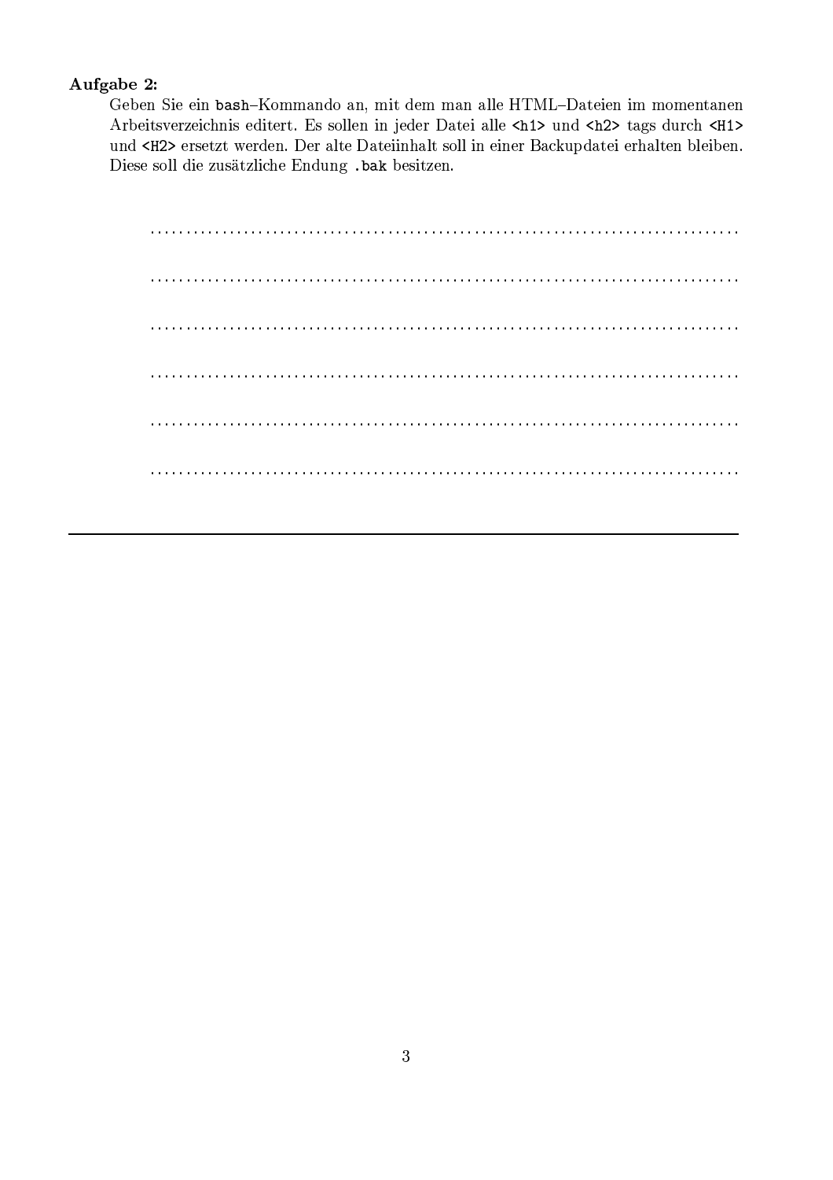**Aufgabe 2:**

Geben Sie ein `bash`–Kommando an, mit dem man alle HTML–Dateien im momentanen Arbeitsverzeichnis editert. Es sollen in jeder Datei alle `<h1>` und `<h2>` tags durch `<H1>` und `<H2>` ersetzt werden. Der alte Dateiinhalt soll in einer Backupdatei erhalten bleiben. Diese soll die zusätzliche Endung `.bak` besitzen.

...........................................................................

...........................................................................

...........................................................................

...........................................................................

...........................................................................

...........................................................................

---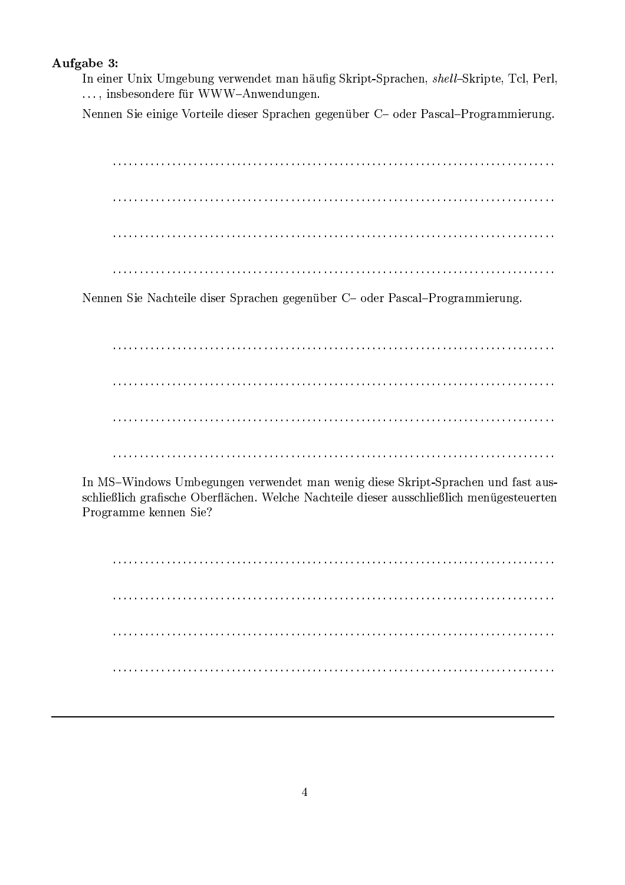**Aufgabe 3:**

In einer Unix Umgebung verwendet man häufig Skript-Sprachen, *shell*–Skripte, Tcl, Perl, …, insbesondere für WWW–Anwendungen.

Nennen Sie einige Vorteile dieser Sprachen gegenüber C– oder Pascal–Programmierung.

. . . . . . . . . . . . . . . . . . . . . . . . . . . . . . . . . . . . . . . . . . . . . . . . . . . . . . . . . . . . . . . . . . . . . . . . . . . .

. . . . . . . . . . . . . . . . . . . . . . . . . . . . . . . . . . . . . . . . . . . . . . . . . . . . . . . . . . . . . . . . . . . . . . . . . . . .

. . . . . . . . . . . . . . . . . . . . . . . . . . . . . . . . . . . . . . . . . . . . . . . . . . . . . . . . . . . . . . . . . . . . . . . . . . . .

. . . . . . . . . . . . . . . . . . . . . . . . . . . . . . . . . . . . . . . . . . . . . . . . . . . . . . . . . . . . . . . . . . . . . . . . . . . .

Nennen Sie Nachteile diser Sprachen gegenüber C– oder Pascal–Programmierung.

. . . . . . . . . . . . . . . . . . . . . . . . . . . . . . . . . . . . . . . . . . . . . . . . . . . . . . . . . . . . . . . . . . . . . . . . . . . .

. . . . . . . . . . . . . . . . . . . . . . . . . . . . . . . . . . . . . . . . . . . . . . . . . . . . . . . . . . . . . . . . . . . . . . . . . . . .

. . . . . . . . . . . . . . . . . . . . . . . . . . . . . . . . . . . . . . . . . . . . . . . . . . . . . . . . . . . . . . . . . . . . . . . . . . . .

. . . . . . . . . . . . . . . . . . . . . . . . . . . . . . . . . . . . . . . . . . . . . . . . . . . . . . . . . . . . . . . . . . . . . . . . . . . .

In MS–Windows Umbegungen verwendet man wenig diese Skript-Sprachen und fast ausschließlich grafische Oberflächen. Welche Nachteile dieser ausschließlich menügesteuerten Programme kennen Sie?

. . . . . . . . . . . . . . . . . . . . . . . . . . . . . . . . . . . . . . . . . . . . . . . . . . . . . . . . . . . . . . . . . . . . . . . . . . . .

. . . . . . . . . . . . . . . . . . . . . . . . . . . . . . . . . . . . . . . . . . . . . . . . . . . . . . . . . . . . . . . . . . . . . . . . . . . .

. . . . . . . . . . . . . . . . . . . . . . . . . . . . . . . . . . . . . . . . . . . . . . . . . . . . . . . . . . . . . . . . . . . . . . . . . . . .

. . . . . . . . . . . . . . . . . . . . . . . . . . . . . . . . . . . . . . . . . . . . . . . . . . . . . . . . . . . . . . . . . . . . . . . . . . . .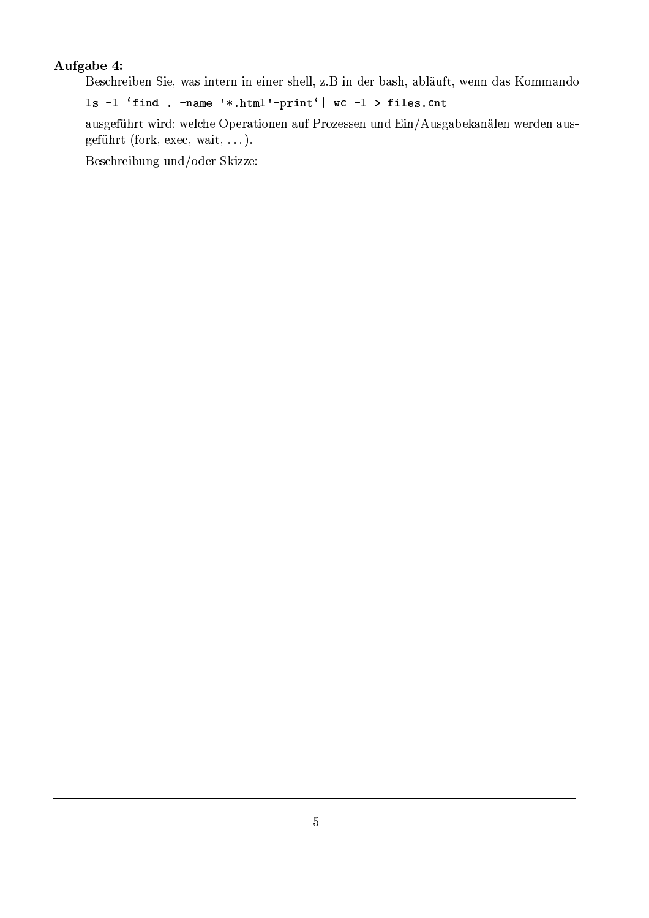**Aufgabe 4:**

Beschreiben Sie, was intern in einer shell, z.B in der bash, abläuft, wenn das Kommando

```
ls -l `find . -name '*.html'-print`| wc -l > files.cnt
```

ausgeführt wird: welche Operationen auf Prozessen und Ein/Ausgabekanälen werden ausgeführt (fork, exec, wait, ...).

Beschreibung und/oder Skizze: